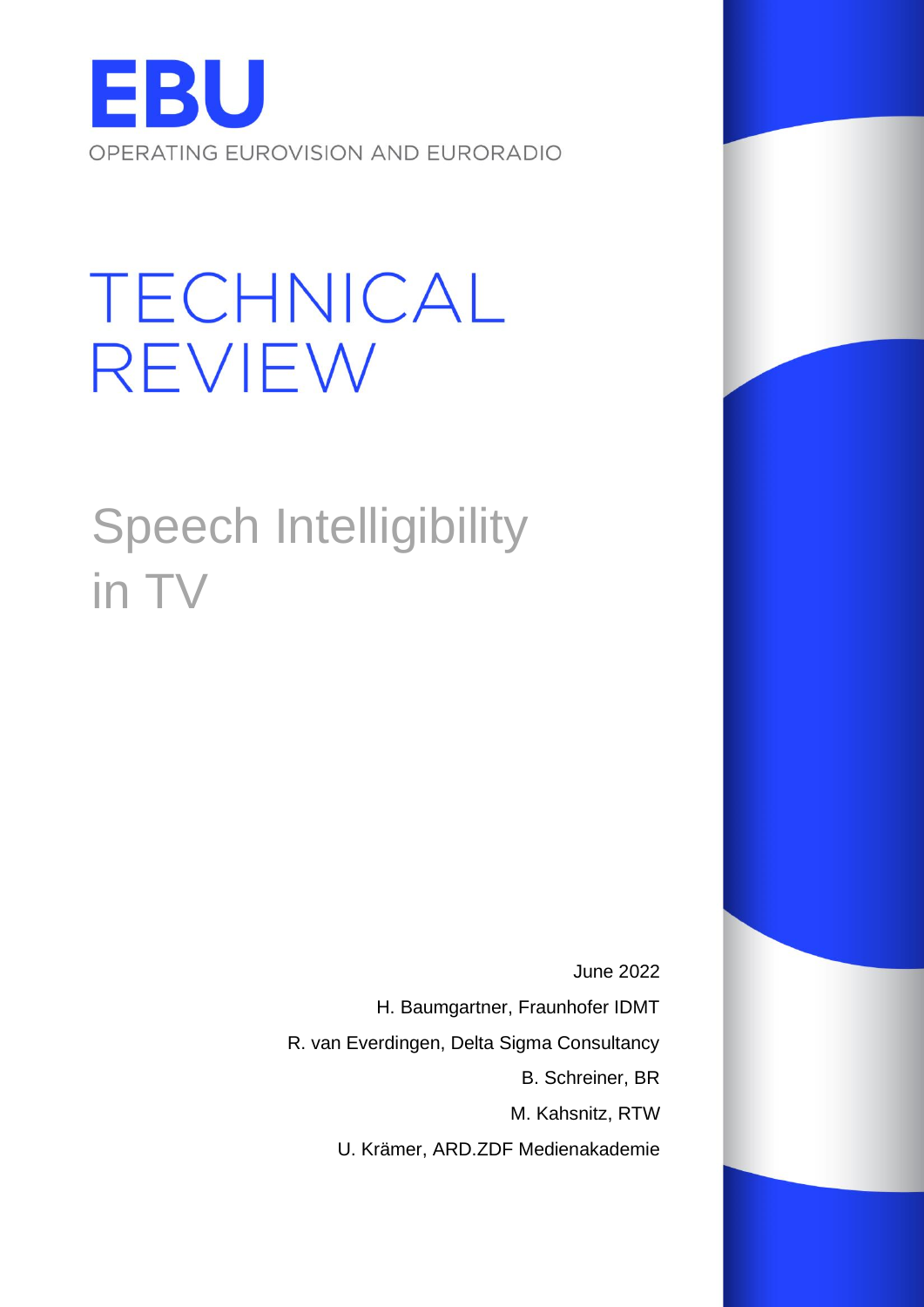EBU

OPERATING EUROVISION AND EURORADIO

# TECHNICAL REVIEW

## Speech Intelligibility in TV

June 2022

H. Baumgartner, Fraunhofer IDMT

R. van Everdingen, Delta Sigma Consultancy

B. Schreiner, BR

M. Kahsnitz, RTW

U. Krämer, ARD.ZDF Medienakademie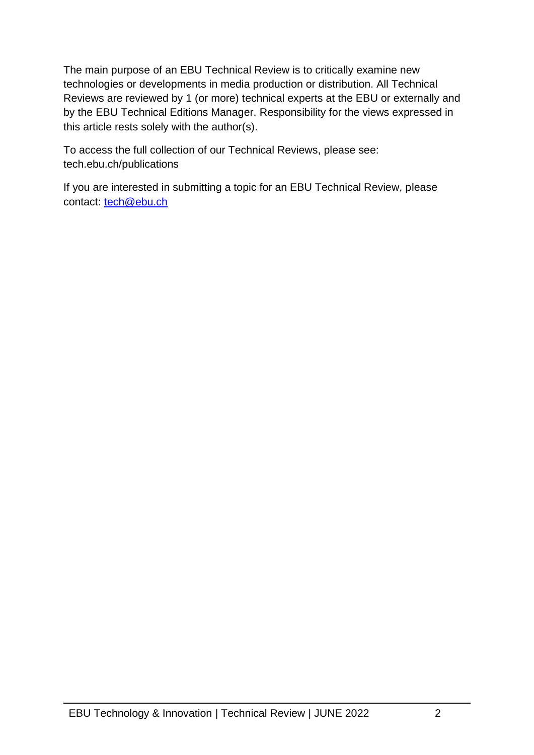The main purpose of an EBU Technical Review is to critically examine new technologies or developments in media production or distribution. All Technical Reviews are reviewed by 1 (or more) technical experts at the EBU or externally and by the EBU Technical Editions Manager. Responsibility for the views expressed in this article rests solely with the author(s).

To access the full collection of our Technical Reviews, please see: tech.ebu.ch/publications

If you are interested in submitting a topic for an EBU Technical Review, please contact: [tech@ebu.ch](mailto:tech@ebu.ch)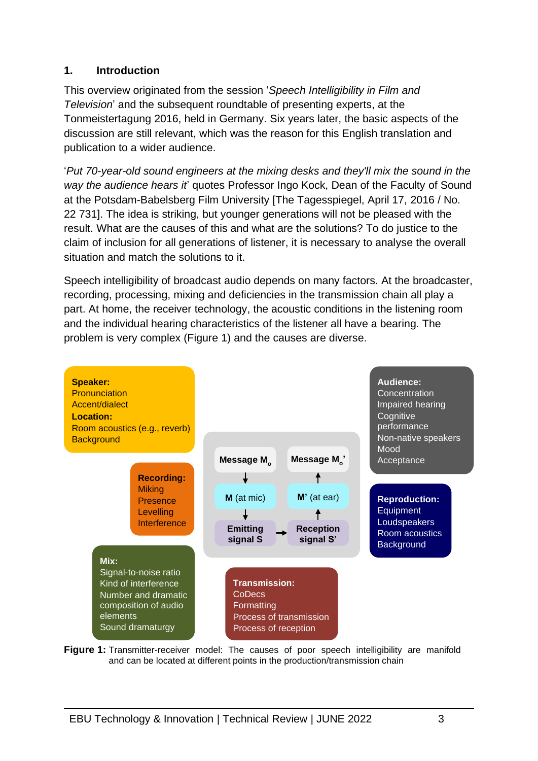## 1. Introduction

This overview originated from the session '*Speech Intelligibility in Film and Television*' and the subsequent roundtable of presenting experts, at the Tonmeistertagung 2016, held in Germany. Six years later, the basic aspects of the discussion are still relevant, which was the reason for this English translation and publication to a wider audience.

'*Put 70-year-old sound engineers at the mixing desks and they'll mix the sound in the way the audience hears it*' quotes Professor Ingo Kock, Dean of the Faculty of Sound at the Potsdam-Babelsberg Film University [The Tagesspiegel, April 17, 2016 / No. 22 731]. The idea is striking, but younger generations will not be pleased with the result. What are the causes of this and what are the solutions? To do justice to the claim of inclusion for all generations of listener, it is necessary to analyse the overall situation and match the solutions to it.

Speech intelligibility of broadcast audio depends on many factors. At the broadcaster, recording, processing, mixing and deficiencies in the transmission chain all play a part. At home, the receiver technology, the acoustic conditions in the listening room and the individual hearing characteristics of the listener all have a bearing. The problem is very complex (Figure 1) and the causes are diverse.

**Speaker:**
Pronunciation
Accent/dialect
**Location:**
Room acoustics (e.g., reverb)
Background

**Recording:**
Miking
Presence
Levelling
Interference

**Mix:**
Signal-to-noise ratio
Kind of interference
Number and dramatic composition of audio elements
Sound dramaturgy

**Message $M_o$** → **M** (at mic) → **Emitting signal S** → **Reception signal S'** → **M'** (at ear) → **Message $M_o$'**

**Transmission:**
CoDecs
Formatting
Process of transmission
Process of reception

**Audience:**
Concentration
Impaired hearing
Cognitive performance
Non-native speakers
Mood
Acceptance

**Reproduction:**
Equipment
Loudspeakers
Room acoustics
Background

**Figure 1:** Transmitter-receiver model: The causes of poor speech intelligibility are manifold and can be located at different points in the production/transmission chain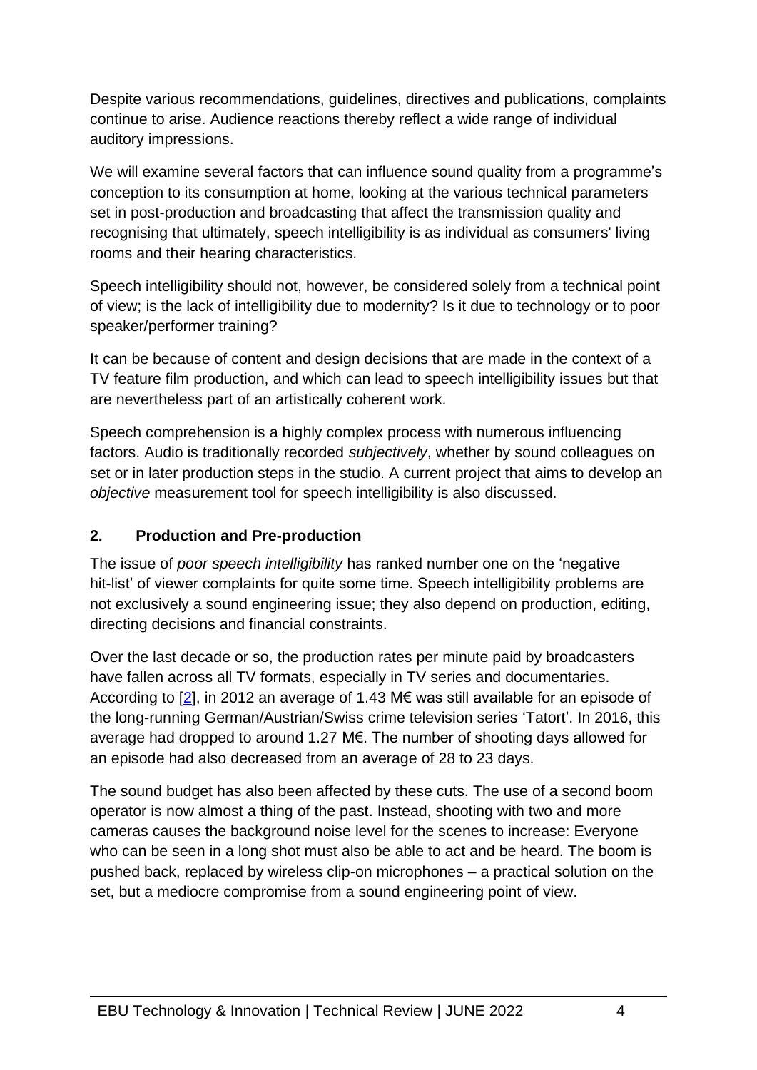Despite various recommendations, guidelines, directives and publications, complaints continue to arise. Audience reactions thereby reflect a wide range of individual auditory impressions.

We will examine several factors that can influence sound quality from a programme's conception to its consumption at home, looking at the various technical parameters set in post-production and broadcasting that affect the transmission quality and recognising that ultimately, speech intelligibility is as individual as consumers' living rooms and their hearing characteristics.

Speech intelligibility should not, however, be considered solely from a technical point of view; is the lack of intelligibility due to modernity? Is it due to technology or to poor speaker/performer training?

It can be because of content and design decisions that are made in the context of a TV feature film production, and which can lead to speech intelligibility issues but that are nevertheless part of an artistically coherent work.

Speech comprehension is a highly complex process with numerous influencing factors. Audio is traditionally recorded *subjectively*, whether by sound colleagues on set or in later production steps in the studio. A current project that aims to develop an *objective* measurement tool for speech intelligibility is also discussed.

## 2. Production and Pre-production

The issue of *poor speech intelligibility* has ranked number one on the 'negative hit-list' of viewer complaints for quite some time. Speech intelligibility problems are not exclusively a sound engineering issue; they also depend on production, editing, directing decisions and financial constraints.

Over the last decade or so, the production rates per minute paid by broadcasters have fallen across all TV formats, especially in TV series and documentaries. According to [2], in 2012 an average of 1.43 M€ was still available for an episode of the long-running German/Austrian/Swiss crime television series 'Tatort'. In 2016, this average had dropped to around 1.27 M€. The number of shooting days allowed for an episode had also decreased from an average of 28 to 23 days.

The sound budget has also been affected by these cuts. The use of a second boom operator is now almost a thing of the past. Instead, shooting with two and more cameras causes the background noise level for the scenes to increase: Everyone who can be seen in a long shot must also be able to act and be heard. The boom is pushed back, replaced by wireless clip-on microphones – a practical solution on the set, but a mediocre compromise from a sound engineering point of view.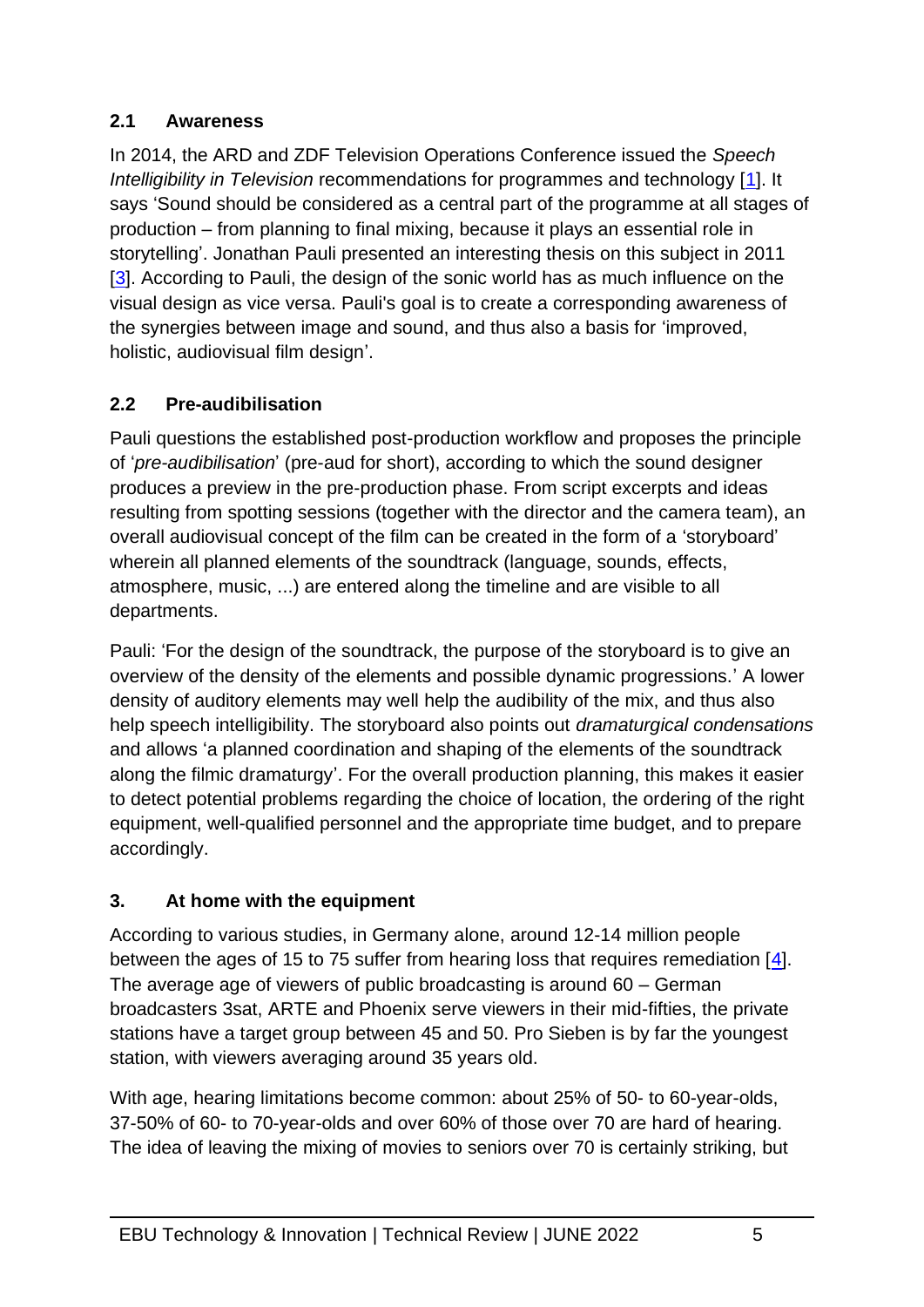### 2.1 Awareness

In 2014, the ARD and ZDF Television Operations Conference issued the *Speech Intelligibility in Television* recommendations for programmes and technology [1]. It says 'Sound should be considered as a central part of the programme at all stages of production – from planning to final mixing, because it plays an essential role in storytelling'. Jonathan Pauli presented an interesting thesis on this subject in 2011 [3]. According to Pauli, the design of the sonic world has as much influence on the visual design as vice versa. Pauli's goal is to create a corresponding awareness of the synergies between image and sound, and thus also a basis for 'improved, holistic, audiovisual film design'.

### 2.2 Pre-audibilisation

Pauli questions the established post-production workflow and proposes the principle of '*pre-audibilisation*' (pre-aud for short), according to which the sound designer produces a preview in the pre-production phase. From script excerpts and ideas resulting from spotting sessions (together with the director and the camera team), an overall audiovisual concept of the film can be created in the form of a 'storyboard' wherein all planned elements of the soundtrack (language, sounds, effects, atmosphere, music, ...) are entered along the timeline and are visible to all departments.

Pauli: 'For the design of the soundtrack, the purpose of the storyboard is to give an overview of the density of the elements and possible dynamic progressions.' A lower density of auditory elements may well help the audibility of the mix, and thus also help speech intelligibility. The storyboard also points out *dramaturgical condensations* and allows 'a planned coordination and shaping of the elements of the soundtrack along the filmic dramaturgy'. For the overall production planning, this makes it easier to detect potential problems regarding the choice of location, the ordering of the right equipment, well-qualified personnel and the appropriate time budget, and to prepare accordingly.

## 3. At home with the equipment

According to various studies, in Germany alone, around 12-14 million people between the ages of 15 to 75 suffer from hearing loss that requires remediation [4]. The average age of viewers of public broadcasting is around 60 – German broadcasters 3sat, ARTE and Phoenix serve viewers in their mid-fifties, the private stations have a target group between 45 and 50. Pro Sieben is by far the youngest station, with viewers averaging around 35 years old.

With age, hearing limitations become common: about 25% of 50- to 60-year-olds, 37-50% of 60- to 70-year-olds and over 60% of those over 70 are hard of hearing. The idea of leaving the mixing of movies to seniors over 70 is certainly striking, but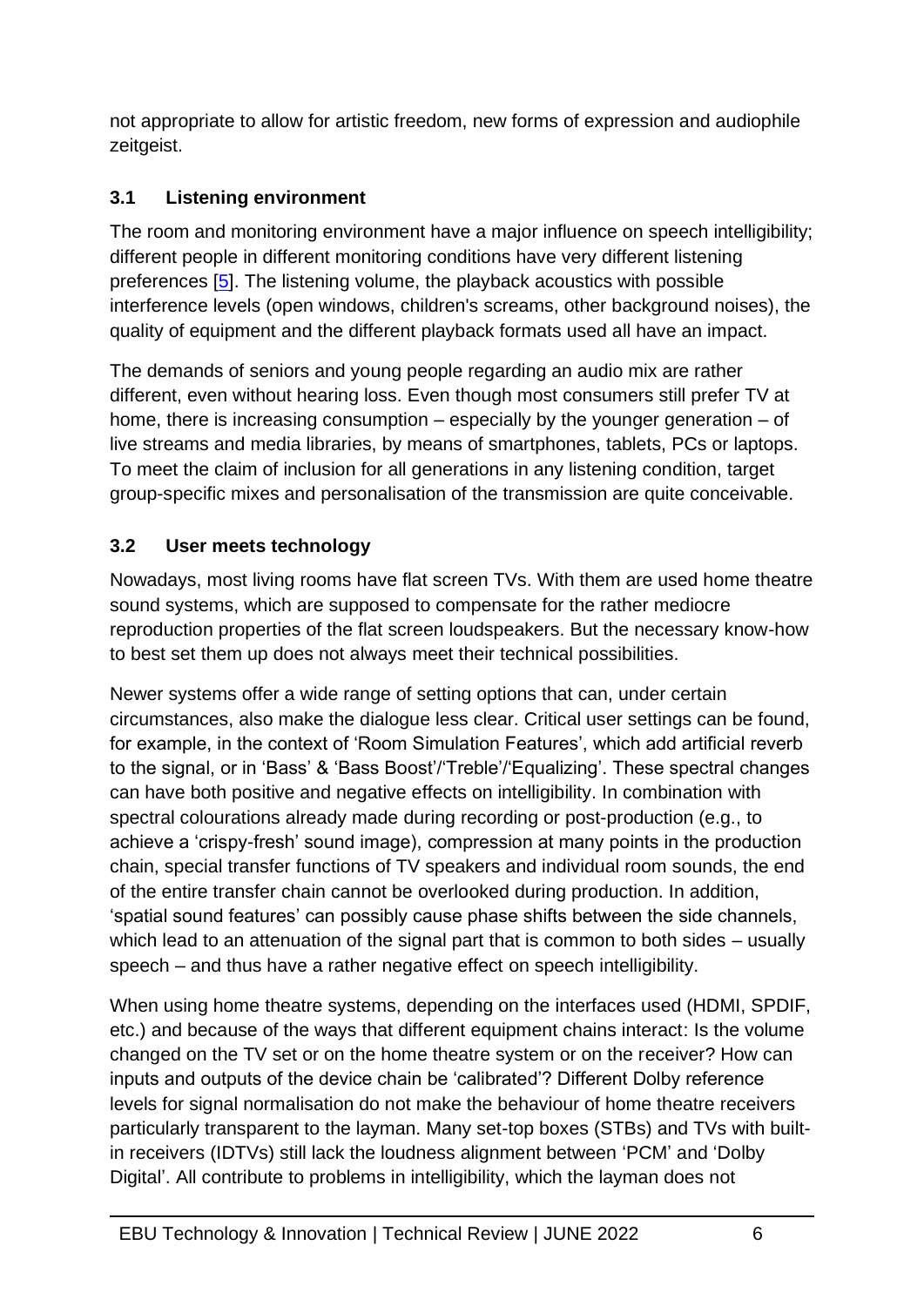not appropriate to allow for artistic freedom, new forms of expression and audiophile zeitgeist.

### 3.1 Listening environment

The room and monitoring environment have a major influence on speech intelligibility; different people in different monitoring conditions have very different listening preferences [5]. The listening volume, the playback acoustics with possible interference levels (open windows, children's screams, other background noises), the quality of equipment and the different playback formats used all have an impact.

The demands of seniors and young people regarding an audio mix are rather different, even without hearing loss. Even though most consumers still prefer TV at home, there is increasing consumption – especially by the younger generation – of live streams and media libraries, by means of smartphones, tablets, PCs or laptops. To meet the claim of inclusion for all generations in any listening condition, target group-specific mixes and personalisation of the transmission are quite conceivable.

### 3.2 User meets technology

Nowadays, most living rooms have flat screen TVs. With them are used home theatre sound systems, which are supposed to compensate for the rather mediocre reproduction properties of the flat screen loudspeakers. But the necessary know-how to best set them up does not always meet their technical possibilities.

Newer systems offer a wide range of setting options that can, under certain circumstances, also make the dialogue less clear. Critical user settings can be found, for example, in the context of 'Room Simulation Features', which add artificial reverb to the signal, or in 'Bass' & 'Bass Boost'/'Treble'/'Equalizing'. These spectral changes can have both positive and negative effects on intelligibility. In combination with spectral colourations already made during recording or post-production (e.g., to achieve a 'crispy-fresh' sound image), compression at many points in the production chain, special transfer functions of TV speakers and individual room sounds, the end of the entire transfer chain cannot be overlooked during production. In addition, 'spatial sound features' can possibly cause phase shifts between the side channels, which lead to an attenuation of the signal part that is common to both sides – usually speech – and thus have a rather negative effect on speech intelligibility.

When using home theatre systems, depending on the interfaces used (HDMI, SPDIF, etc.) and because of the ways that different equipment chains interact: Is the volume changed on the TV set or on the home theatre system or on the receiver? How can inputs and outputs of the device chain be 'calibrated'? Different Dolby reference levels for signal normalisation do not make the behaviour of home theatre receivers particularly transparent to the layman. Many set-top boxes (STBs) and TVs with built-in receivers (IDTVs) still lack the loudness alignment between 'PCM' and 'Dolby Digital'. All contribute to problems in intelligibility, which the layman does not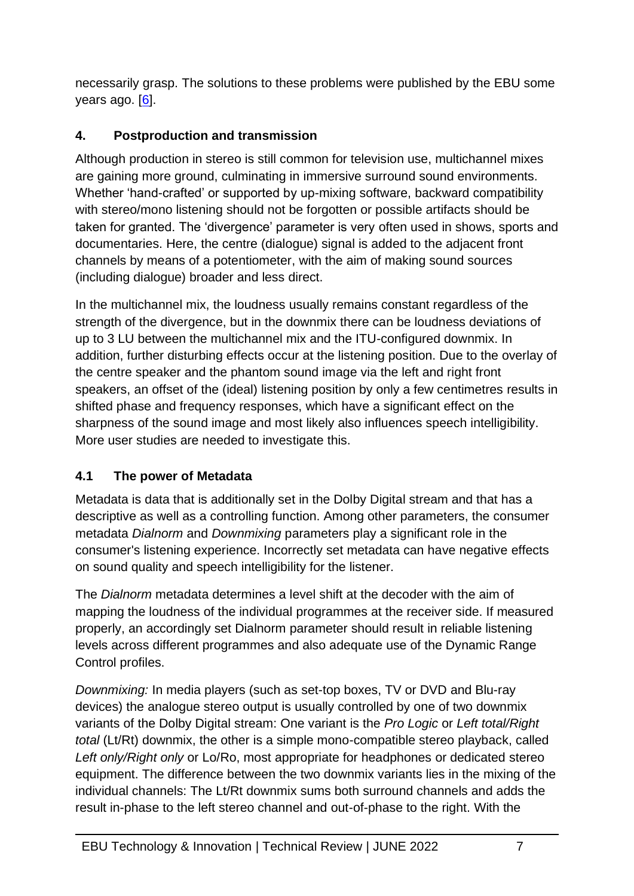necessarily grasp. The solutions to these problems were published by the EBU some years ago. [6].

## 4. Postproduction and transmission

Although production in stereo is still common for television use, multichannel mixes are gaining more ground, culminating in immersive surround sound environments. Whether 'hand-crafted' or supported by up-mixing software, backward compatibility with stereo/mono listening should not be forgotten or possible artifacts should be taken for granted. The 'divergence' parameter is very often used in shows, sports and documentaries. Here, the centre (dialogue) signal is added to the adjacent front channels by means of a potentiometer, with the aim of making sound sources (including dialogue) broader and less direct.

In the multichannel mix, the loudness usually remains constant regardless of the strength of the divergence, but in the downmix there can be loudness deviations of up to 3 LU between the multichannel mix and the ITU-configured downmix. In addition, further disturbing effects occur at the listening position. Due to the overlay of the centre speaker and the phantom sound image via the left and right front speakers, an offset of the (ideal) listening position by only a few centimetres results in shifted phase and frequency responses, which have a significant effect on the sharpness of the sound image and most likely also influences speech intelligibility. More user studies are needed to investigate this.

### 4.1 The power of Metadata

Metadata is data that is additionally set in the Dolby Digital stream and that has a descriptive as well as a controlling function. Among other parameters, the consumer metadata *Dialnorm* and *Downmixing* parameters play a significant role in the consumer's listening experience. Incorrectly set metadata can have negative effects on sound quality and speech intelligibility for the listener.

The *Dialnorm* metadata determines a level shift at the decoder with the aim of mapping the loudness of the individual programmes at the receiver side. If measured properly, an accordingly set Dialnorm parameter should result in reliable listening levels across different programmes and also adequate use of the Dynamic Range Control profiles.

*Downmixing:* In media players (such as set-top boxes, TV or DVD and Blu-ray devices) the analogue stereo output is usually controlled by one of two downmix variants of the Dolby Digital stream: One variant is the *Pro Logic* or *Left total/Right total* (Lt/Rt) downmix, the other is a simple mono-compatible stereo playback, called *Left only/Right only* or Lo/Ro, most appropriate for headphones or dedicated stereo equipment. The difference between the two downmix variants lies in the mixing of the individual channels: The Lt/Rt downmix sums both surround channels and adds the result in-phase to the left stereo channel and out-of-phase to the right. With the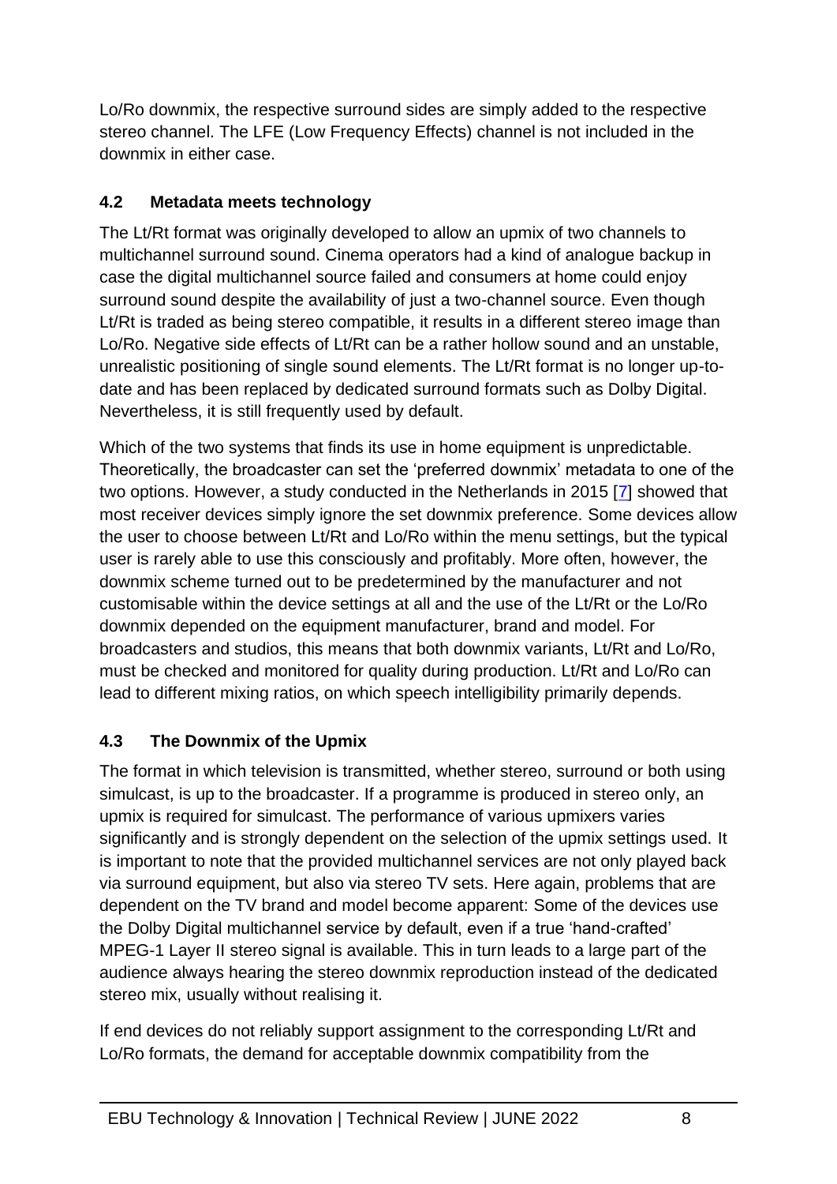Lo/Ro downmix, the respective surround sides are simply added to the respective stereo channel. The LFE (Low Frequency Effects) channel is not included in the downmix in either case.

### 4.2 Metadata meets technology

The Lt/Rt format was originally developed to allow an upmix of two channels to multichannel surround sound. Cinema operators had a kind of analogue backup in case the digital multichannel source failed and consumers at home could enjoy surround sound despite the availability of just a two-channel source. Even though Lt/Rt is traded as being stereo compatible, it results in a different stereo image than Lo/Ro. Negative side effects of Lt/Rt can be a rather hollow sound and an unstable, unrealistic positioning of single sound elements. The Lt/Rt format is no longer up-to-date and has been replaced by dedicated surround formats such as Dolby Digital. Nevertheless, it is still frequently used by default.

Which of the two systems that finds its use in home equipment is unpredictable. Theoretically, the broadcaster can set the 'preferred downmix' metadata to one of the two options. However, a study conducted in the Netherlands in 2015 [7] showed that most receiver devices simply ignore the set downmix preference. Some devices allow the user to choose between Lt/Rt and Lo/Ro within the menu settings, but the typical user is rarely able to use this consciously and profitably. More often, however, the downmix scheme turned out to be predetermined by the manufacturer and not customisable within the device settings at all and the use of the Lt/Rt or the Lo/Ro downmix depended on the equipment manufacturer, brand and model. For broadcasters and studios, this means that both downmix variants, Lt/Rt and Lo/Ro, must be checked and monitored for quality during production. Lt/Rt and Lo/Ro can lead to different mixing ratios, on which speech intelligibility primarily depends.

### 4.3 The Downmix of the Upmix

The format in which television is transmitted, whether stereo, surround or both using simulcast, is up to the broadcaster. If a programme is produced in stereo only, an upmix is required for simulcast. The performance of various upmixers varies significantly and is strongly dependent on the selection of the upmix settings used. It is important to note that the provided multichannel services are not only played back via surround equipment, but also via stereo TV sets. Here again, problems that are dependent on the TV brand and model become apparent: Some of the devices use the Dolby Digital multichannel service by default, even if a true 'hand-crafted' MPEG-1 Layer II stereo signal is available. This in turn leads to a large part of the audience always hearing the stereo downmix reproduction instead of the dedicated stereo mix, usually without realising it.

If end devices do not reliably support assignment to the corresponding Lt/Rt and Lo/Ro formats, the demand for acceptable downmix compatibility from the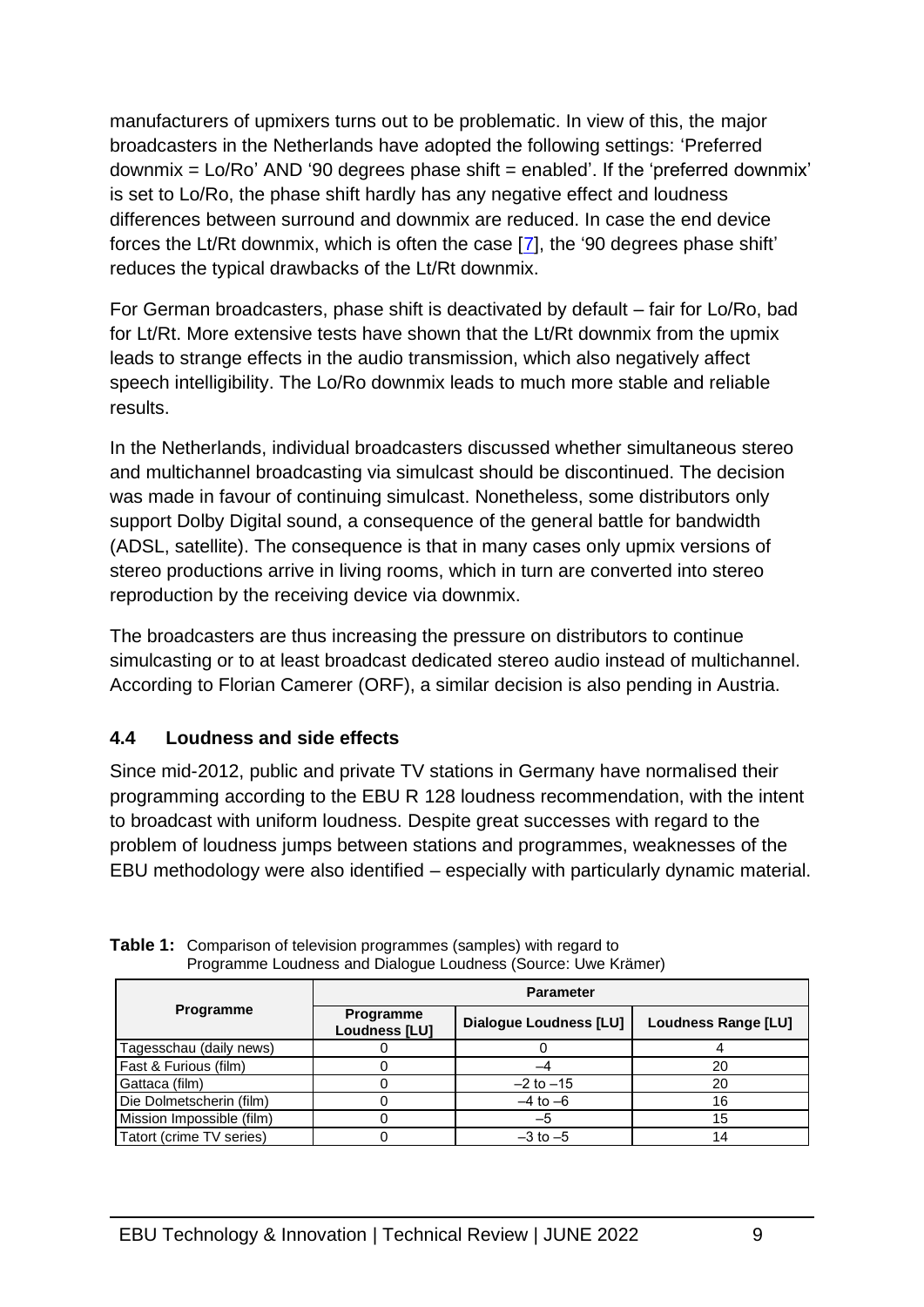manufacturers of upmixers turns out to be problematic. In view of this, the major broadcasters in the Netherlands have adopted the following settings: 'Preferred downmix = Lo/Ro' AND '90 degrees phase shift = enabled'. If the 'preferred downmix' is set to Lo/Ro, the phase shift hardly has any negative effect and loudness differences between surround and downmix are reduced. In case the end device forces the Lt/Rt downmix, which is often the case [7], the '90 degrees phase shift' reduces the typical drawbacks of the Lt/Rt downmix.

For German broadcasters, phase shift is deactivated by default – fair for Lo/Ro, bad for Lt/Rt. More extensive tests have shown that the Lt/Rt downmix from the upmix leads to strange effects in the audio transmission, which also negatively affect speech intelligibility. The Lo/Ro downmix leads to much more stable and reliable results.

In the Netherlands, individual broadcasters discussed whether simultaneous stereo and multichannel broadcasting via simulcast should be discontinued. The decision was made in favour of continuing simulcast. Nonetheless, some distributors only support Dolby Digital sound, a consequence of the general battle for bandwidth (ADSL, satellite). The consequence is that in many cases only upmix versions of stereo productions arrive in living rooms, which in turn are converted into stereo reproduction by the receiving device via downmix.

The broadcasters are thus increasing the pressure on distributors to continue simulcasting or to at least broadcast dedicated stereo audio instead of multichannel. According to Florian Camerer (ORF), a similar decision is also pending in Austria.

## 4.4 Loudness and side effects

Since mid-2012, public and private TV stations in Germany have normalised their programming according to the EBU R 128 loudness recommendation, with the intent to broadcast with uniform loudness. Despite great successes with regard to the problem of loudness jumps between stations and programmes, weaknesses of the EBU methodology were also identified – especially with particularly dynamic material.

**Table 1:** Comparison of television programmes (samples) with regard to Programme Loudness and Dialogue Loudness (Source: Uwe Krämer)

| Programme | Parameter | | |
|---|---|---|---|
| | Programme Loudness [LU] | Dialogue Loudness [LU] | Loudness Range [LU] |
| Tagesschau (daily news) | 0 | 0 | 4 |
| Fast & Furious (film) | 0 | –4 | 20 |
| Gattaca (film) | 0 | –2 to –15 | 20 |
| Die Dolmetscherin (film) | 0 | –4 to –6 | 16 |
| Mission Impossible (film) | 0 | –5 | 15 |
| Tatort (crime TV series) | 0 | –3 to –5 | 14 |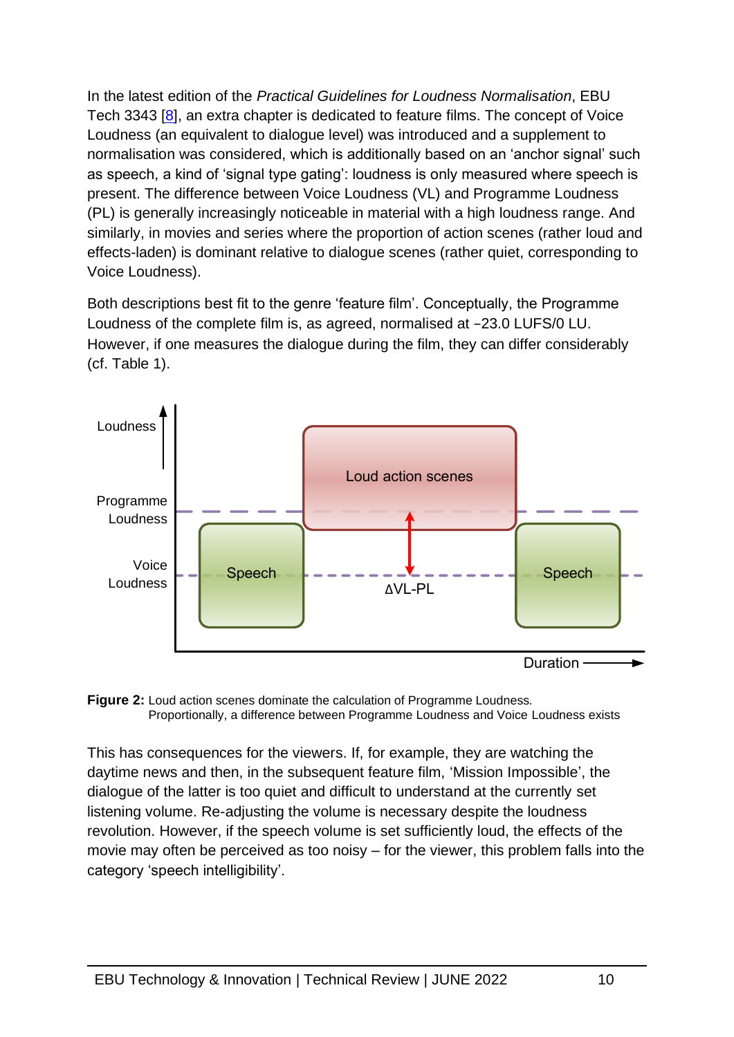In the latest edition of the *Practical Guidelines for Loudness Normalisation*, EBU Tech 3343 [8], an extra chapter is dedicated to feature films. The concept of Voice Loudness (an equivalent to dialogue level) was introduced and a supplement to normalisation was considered, which is additionally based on an 'anchor signal' such as speech, a kind of 'signal type gating': loudness is only measured where speech is present. The difference between Voice Loudness (VL) and Programme Loudness (PL) is generally increasingly noticeable in material with a high loudness range. And similarly, in movies and series where the proportion of action scenes (rather loud and effects-laden) is dominant relative to dialogue scenes (rather quiet, corresponding to Voice Loudness).

Both descriptions best fit to the genre 'feature film'. Conceptually, the Programme Loudness of the complete film is, as agreed, normalised at −23.0 LUFS/0 LU. However, if one measures the dialogue during the film, they can differ considerably (cf. Table 1).

**Figure 2:** Loud action scenes dominate the calculation of Programme Loudness. Proportionally, a difference between Programme Loudness and Voice Loudness exists

This has consequences for the viewers. If, for example, they are watching the daytime news and then, in the subsequent feature film, 'Mission Impossible', the dialogue of the latter is too quiet and difficult to understand at the currently set listening volume. Re-adjusting the volume is necessary despite the loudness revolution. However, if the speech volume is set sufficiently loud, the effects of the movie may often be perceived as too noisy – for the viewer, this problem falls into the category 'speech intelligibility'.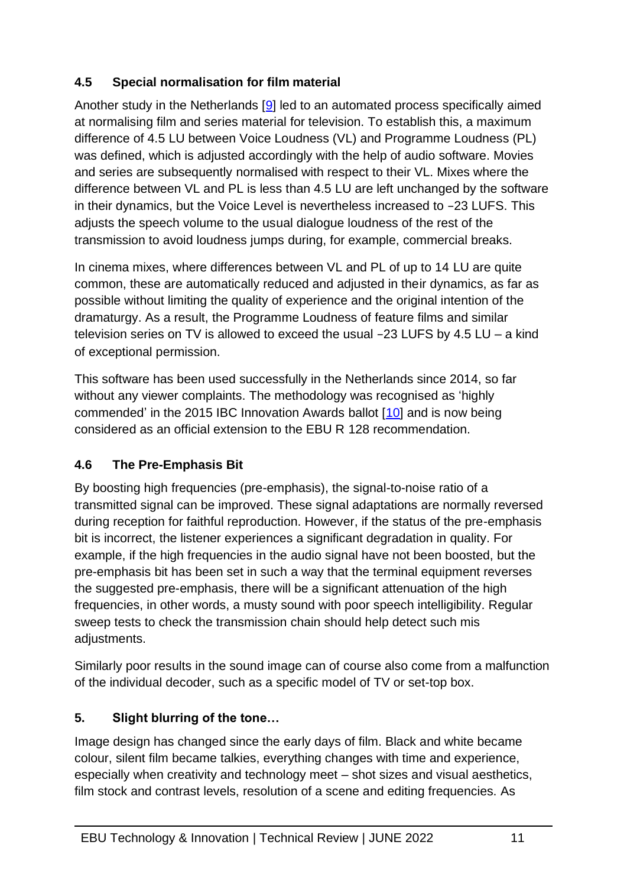### 4.5 Special normalisation for film material

Another study in the Netherlands [9] led to an automated process specifically aimed at normalising film and series material for television. To establish this, a maximum difference of 4.5 LU between Voice Loudness (VL) and Programme Loudness (PL) was defined, which is adjusted accordingly with the help of audio software. Movies and series are subsequently normalised with respect to their VL. Mixes where the difference between VL and PL is less than 4.5 LU are left unchanged by the software in their dynamics, but the Voice Level is nevertheless increased to −23 LUFS. This adjusts the speech volume to the usual dialogue loudness of the rest of the transmission to avoid loudness jumps during, for example, commercial breaks.

In cinema mixes, where differences between VL and PL of up to 14 LU are quite common, these are automatically reduced and adjusted in their dynamics, as far as possible without limiting the quality of experience and the original intention of the dramaturgy. As a result, the Programme Loudness of feature films and similar television series on TV is allowed to exceed the usual −23 LUFS by 4.5 LU – a kind of exceptional permission.

This software has been used successfully in the Netherlands since 2014, so far without any viewer complaints. The methodology was recognised as 'highly commended' in the 2015 IBC Innovation Awards ballot [10] and is now being considered as an official extension to the EBU R 128 recommendation.

### 4.6 The Pre-Emphasis Bit

By boosting high frequencies (pre-emphasis), the signal-to-noise ratio of a transmitted signal can be improved. These signal adaptations are normally reversed during reception for faithful reproduction. However, if the status of the pre-emphasis bit is incorrect, the listener experiences a significant degradation in quality. For example, if the high frequencies in the audio signal have not been boosted, but the pre-emphasis bit has been set in such a way that the terminal equipment reverses the suggested pre-emphasis, there will be a significant attenuation of the high frequencies, in other words, a musty sound with poor speech intelligibility. Regular sweep tests to check the transmission chain should help detect such mis adjustments.

Similarly poor results in the sound image can of course also come from a malfunction of the individual decoder, such as a specific model of TV or set-top box.

## 5. Slight blurring of the tone…

Image design has changed since the early days of film. Black and white became colour, silent film became talkies, everything changes with time and experience, especially when creativity and technology meet – shot sizes and visual aesthetics, film stock and contrast levels, resolution of a scene and editing frequencies. As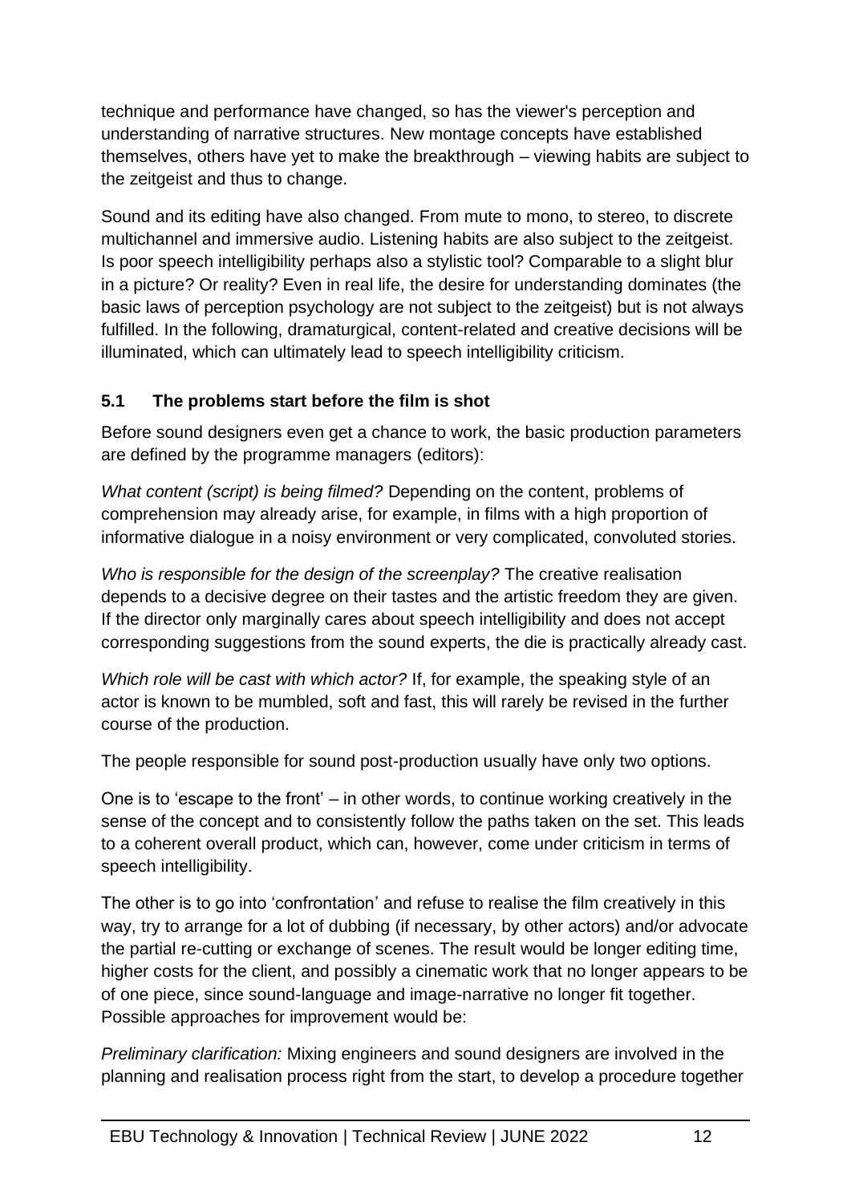technique and performance have changed, so has the viewer's perception and understanding of narrative structures. New montage concepts have established themselves, others have yet to make the breakthrough – viewing habits are subject to the zeitgeist and thus to change.

Sound and its editing have also changed. From mute to mono, to stereo, to discrete multichannel and immersive audio. Listening habits are also subject to the zeitgeist. Is poor speech intelligibility perhaps also a stylistic tool? Comparable to a slight blur in a picture? Or reality? Even in real life, the desire for understanding dominates (the basic laws of perception psychology are not subject to the zeitgeist) but is not always fulfilled. In the following, dramaturgical, content-related and creative decisions will be illuminated, which can ultimately lead to speech intelligibility criticism.

### 5.1 The problems start before the film is shot

Before sound designers even get a chance to work, the basic production parameters are defined by the programme managers (editors):

*What content (script) is being filmed?* Depending on the content, problems of comprehension may already arise, for example, in films with a high proportion of informative dialogue in a noisy environment or very complicated, convoluted stories.

*Who is responsible for the design of the screenplay?* The creative realisation depends to a decisive degree on their tastes and the artistic freedom they are given. If the director only marginally cares about speech intelligibility and does not accept corresponding suggestions from the sound experts, the die is practically already cast.

*Which role will be cast with which actor?* If, for example, the speaking style of an actor is known to be mumbled, soft and fast, this will rarely be revised in the further course of the production.

The people responsible for sound post-production usually have only two options.

One is to 'escape to the front' – in other words, to continue working creatively in the sense of the concept and to consistently follow the paths taken on the set. This leads to a coherent overall product, which can, however, come under criticism in terms of speech intelligibility.

The other is to go into 'confrontation' and refuse to realise the film creatively in this way, try to arrange for a lot of dubbing (if necessary, by other actors) and/or advocate the partial re-cutting or exchange of scenes. The result would be longer editing time, higher costs for the client, and possibly a cinematic work that no longer appears to be of one piece, since sound-language and image-narrative no longer fit together. Possible approaches for improvement would be:

*Preliminary clarification:* Mixing engineers and sound designers are involved in the planning and realisation process right from the start, to develop a procedure together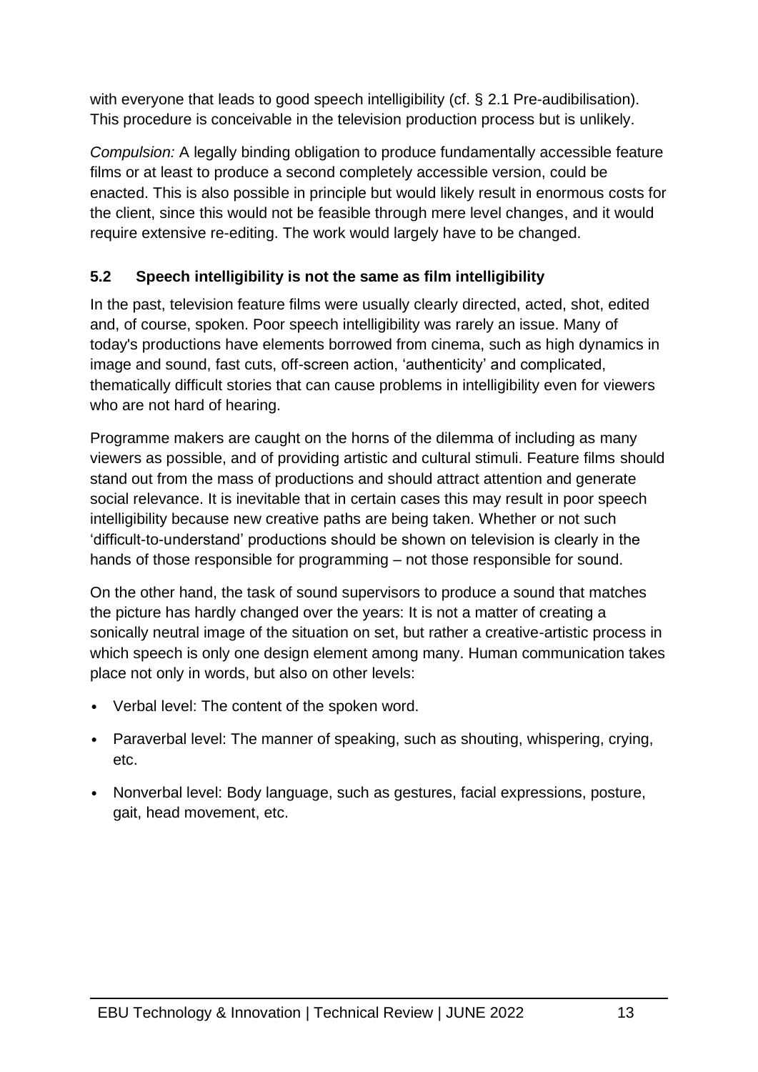with everyone that leads to good speech intelligibility (cf. § 2.1 Pre-audibilisation). This procedure is conceivable in the television production process but is unlikely.

*Compulsion:* A legally binding obligation to produce fundamentally accessible feature films or at least to produce a second completely accessible version, could be enacted. This is also possible in principle but would likely result in enormous costs for the client, since this would not be feasible through mere level changes, and it would require extensive re-editing. The work would largely have to be changed.

### 5.2 Speech intelligibility is not the same as film intelligibility

In the past, television feature films were usually clearly directed, acted, shot, edited and, of course, spoken. Poor speech intelligibility was rarely an issue. Many of today's productions have elements borrowed from cinema, such as high dynamics in image and sound, fast cuts, off-screen action, 'authenticity' and complicated, thematically difficult stories that can cause problems in intelligibility even for viewers who are not hard of hearing.

Programme makers are caught on the horns of the dilemma of including as many viewers as possible, and of providing artistic and cultural stimuli. Feature films should stand out from the mass of productions and should attract attention and generate social relevance. It is inevitable that in certain cases this may result in poor speech intelligibility because new creative paths are being taken. Whether or not such 'difficult-to-understand' productions should be shown on television is clearly in the hands of those responsible for programming – not those responsible for sound.

On the other hand, the task of sound supervisors to produce a sound that matches the picture has hardly changed over the years: It is not a matter of creating a sonically neutral image of the situation on set, but rather a creative-artistic process in which speech is only one design element among many. Human communication takes place not only in words, but also on other levels:

- Verbal level: The content of the spoken word.
- Paraverbal level: The manner of speaking, such as shouting, whispering, crying, etc.
- Nonverbal level: Body language, such as gestures, facial expressions, posture, gait, head movement, etc.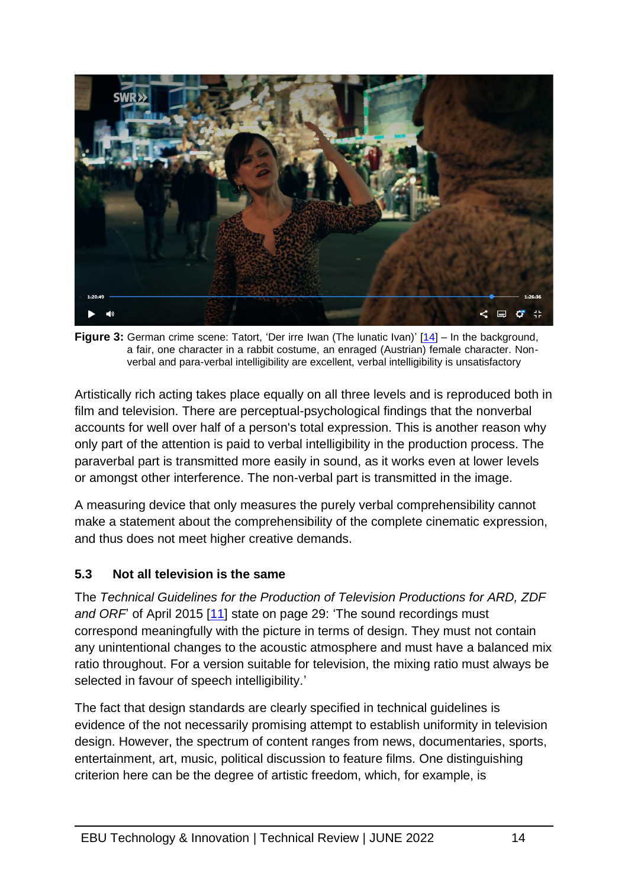**Figure 3:** German crime scene: Tatort, 'Der irre Iwan (The lunatic Ivan)' [14] – In the background, a fair, one character in a rabbit costume, an enraged (Austrian) female character. Non-verbal and para-verbal intelligibility are excellent, verbal intelligibility is unsatisfactory

Artistically rich acting takes place equally on all three levels and is reproduced both in film and television. There are perceptual-psychological findings that the nonverbal accounts for well over half of a person's total expression. This is another reason why only part of the attention is paid to verbal intelligibility in the production process. The paraverbal part is transmitted more easily in sound, as it works even at lower levels or amongst other interference. The non-verbal part is transmitted in the image.

A measuring device that only measures the purely verbal comprehensibility cannot make a statement about the comprehensibility of the complete cinematic expression, and thus does not meet higher creative demands.

### 5.3 Not all television is the same

The *Technical Guidelines for the Production of Television Productions for ARD, ZDF and ORF*' of April 2015 [11] state on page 29: 'The sound recordings must correspond meaningfully with the picture in terms of design. They must not contain any unintentional changes to the acoustic atmosphere and must have a balanced mix ratio throughout. For a version suitable for television, the mixing ratio must always be selected in favour of speech intelligibility.'

The fact that design standards are clearly specified in technical guidelines is evidence of the not necessarily promising attempt to establish uniformity in television design. However, the spectrum of content ranges from news, documentaries, sports, entertainment, art, music, political discussion to feature films. One distinguishing criterion here can be the degree of artistic freedom, which, for example, is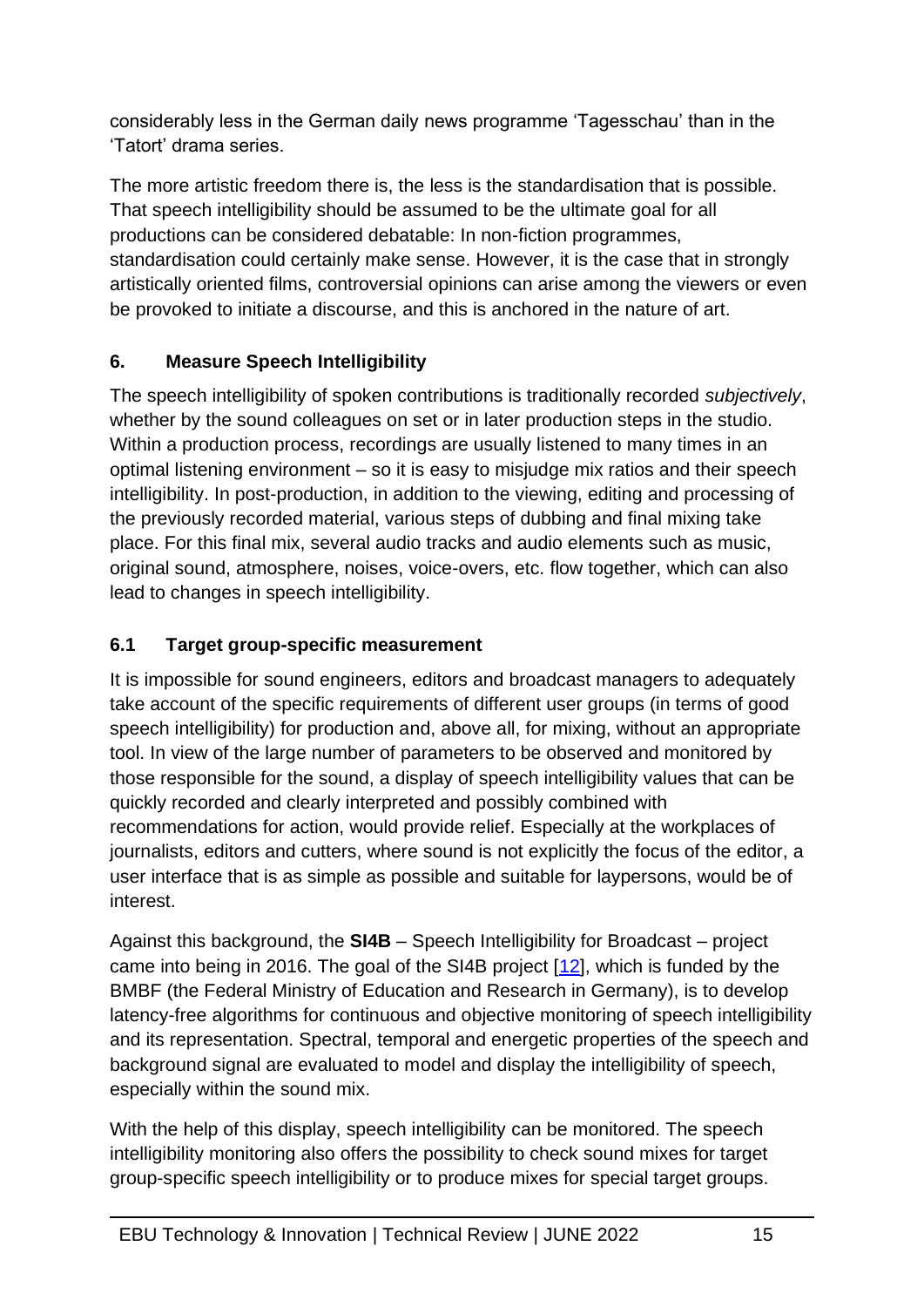considerably less in the German daily news programme 'Tagesschau' than in the 'Tatort' drama series.

The more artistic freedom there is, the less is the standardisation that is possible. That speech intelligibility should be assumed to be the ultimate goal for all productions can be considered debatable: In non-fiction programmes, standardisation could certainly make sense. However, it is the case that in strongly artistically oriented films, controversial opinions can arise among the viewers or even be provoked to initiate a discourse, and this is anchored in the nature of art.

## 6. Measure Speech Intelligibility

The speech intelligibility of spoken contributions is traditionally recorded *subjectively*, whether by the sound colleagues on set or in later production steps in the studio. Within a production process, recordings are usually listened to many times in an optimal listening environment – so it is easy to misjudge mix ratios and their speech intelligibility. In post-production, in addition to the viewing, editing and processing of the previously recorded material, various steps of dubbing and final mixing take place. For this final mix, several audio tracks and audio elements such as music, original sound, atmosphere, noises, voice-overs, etc. flow together, which can also lead to changes in speech intelligibility.

### 6.1 Target group-specific measurement

It is impossible for sound engineers, editors and broadcast managers to adequately take account of the specific requirements of different user groups (in terms of good speech intelligibility) for production and, above all, for mixing, without an appropriate tool. In view of the large number of parameters to be observed and monitored by those responsible for the sound, a display of speech intelligibility values that can be quickly recorded and clearly interpreted and possibly combined with recommendations for action, would provide relief. Especially at the workplaces of journalists, editors and cutters, where sound is not explicitly the focus of the editor, a user interface that is as simple as possible and suitable for laypersons, would be of interest.

Against this background, the **SI4B** – Speech Intelligibility for Broadcast – project came into being in 2016. The goal of the SI4B project [12], which is funded by the BMBF (the Federal Ministry of Education and Research in Germany), is to develop latency-free algorithms for continuous and objective monitoring of speech intelligibility and its representation. Spectral, temporal and energetic properties of the speech and background signal are evaluated to model and display the intelligibility of speech, especially within the sound mix.

With the help of this display, speech intelligibility can be monitored. The speech intelligibility monitoring also offers the possibility to check sound mixes for target group-specific speech intelligibility or to produce mixes for special target groups.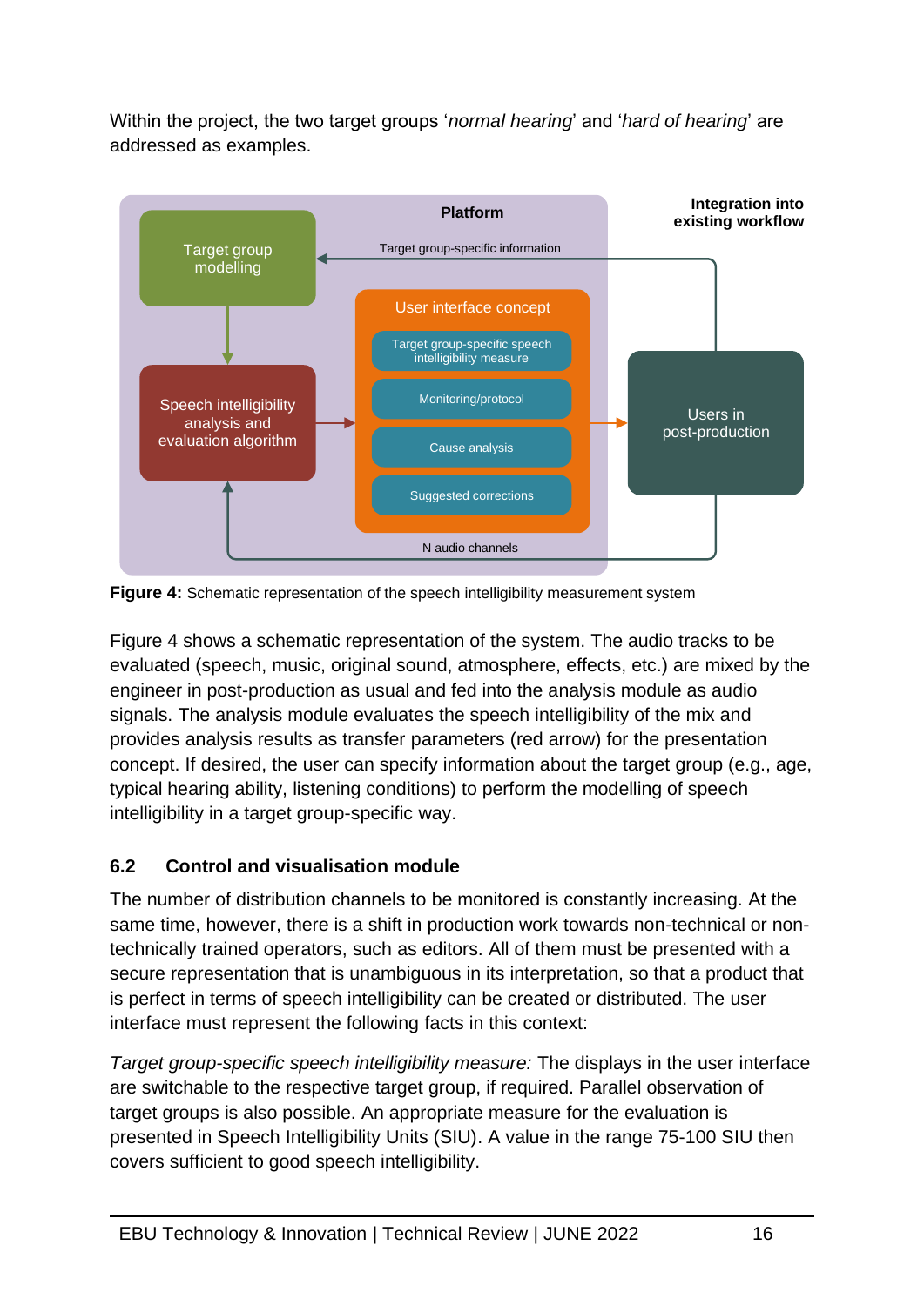Within the project, the two target groups '*normal hearing*' and '*hard of hearing*' are addressed as examples.

**Figure 4:** Schematic representation of the speech intelligibility measurement system

Figure 4 shows a schematic representation of the system. The audio tracks to be evaluated (speech, music, original sound, atmosphere, effects, etc.) are mixed by the engineer in post-production as usual and fed into the analysis module as audio signals. The analysis module evaluates the speech intelligibility of the mix and provides analysis results as transfer parameters (red arrow) for the presentation concept. If desired, the user can specify information about the target group (e.g., age, typical hearing ability, listening conditions) to perform the modelling of speech intelligibility in a target group-specific way.

### 6.2 Control and visualisation module

The number of distribution channels to be monitored is constantly increasing. At the same time, however, there is a shift in production work towards non-technical or non-technically trained operators, such as editors. All of them must be presented with a secure representation that is unambiguous in its interpretation, so that a product that is perfect in terms of speech intelligibility can be created or distributed. The user interface must represent the following facts in this context:

*Target group-specific speech intelligibility measure:* The displays in the user interface are switchable to the respective target group, if required. Parallel observation of target groups is also possible. An appropriate measure for the evaluation is presented in Speech Intelligibility Units (SIU). A value in the range 75-100 SIU then covers sufficient to good speech intelligibility.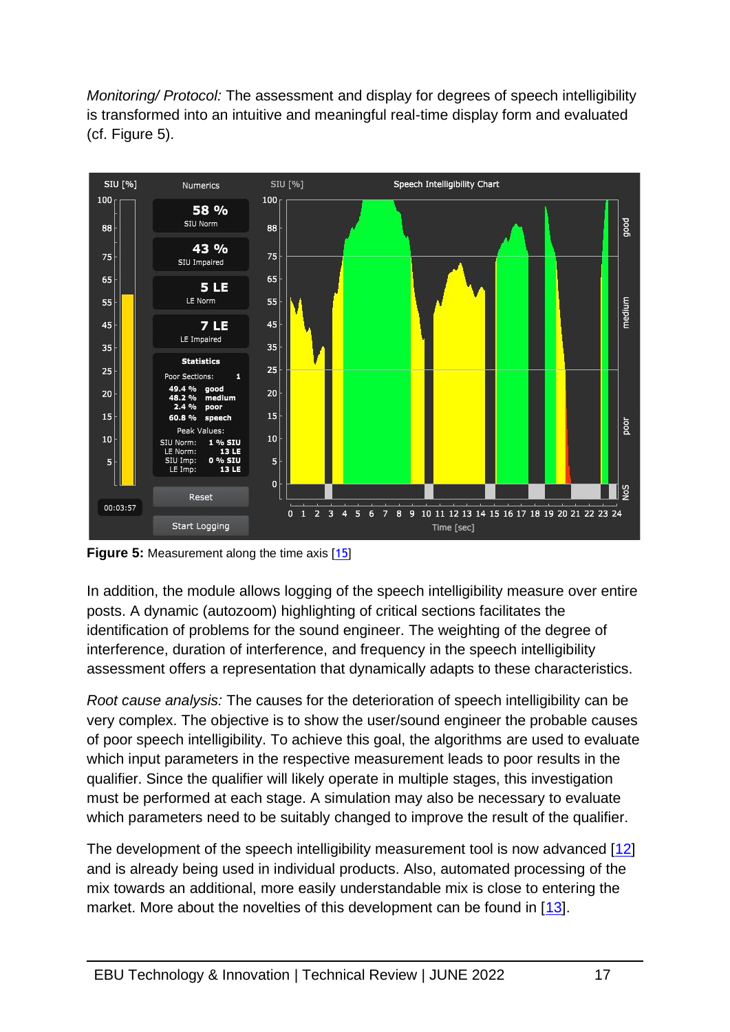*Monitoring/ Protocol:* The assessment and display for degrees of speech intelligibility is transformed into an intuitive and meaningful real-time display form and evaluated (cf. Figure 5).

**Figure 5:** Measurement along the time axis [15]

In addition, the module allows logging of the speech intelligibility measure over entire posts. A dynamic (autozoom) highlighting of critical sections facilitates the identification of problems for the sound engineer. The weighting of the degree of interference, duration of interference, and frequency in the speech intelligibility assessment offers a representation that dynamically adapts to these characteristics.

*Root cause analysis:* The causes for the deterioration of speech intelligibility can be very complex. The objective is to show the user/sound engineer the probable causes of poor speech intelligibility. To achieve this goal, the algorithms are used to evaluate which input parameters in the respective measurement leads to poor results in the qualifier. Since the qualifier will likely operate in multiple stages, this investigation must be performed at each stage. A simulation may also be necessary to evaluate which parameters need to be suitably changed to improve the result of the qualifier.

The development of the speech intelligibility measurement tool is now advanced [12] and is already being used in individual products. Also, automated processing of the mix towards an additional, more easily understandable mix is close to entering the market. More about the novelties of this development can be found in [13].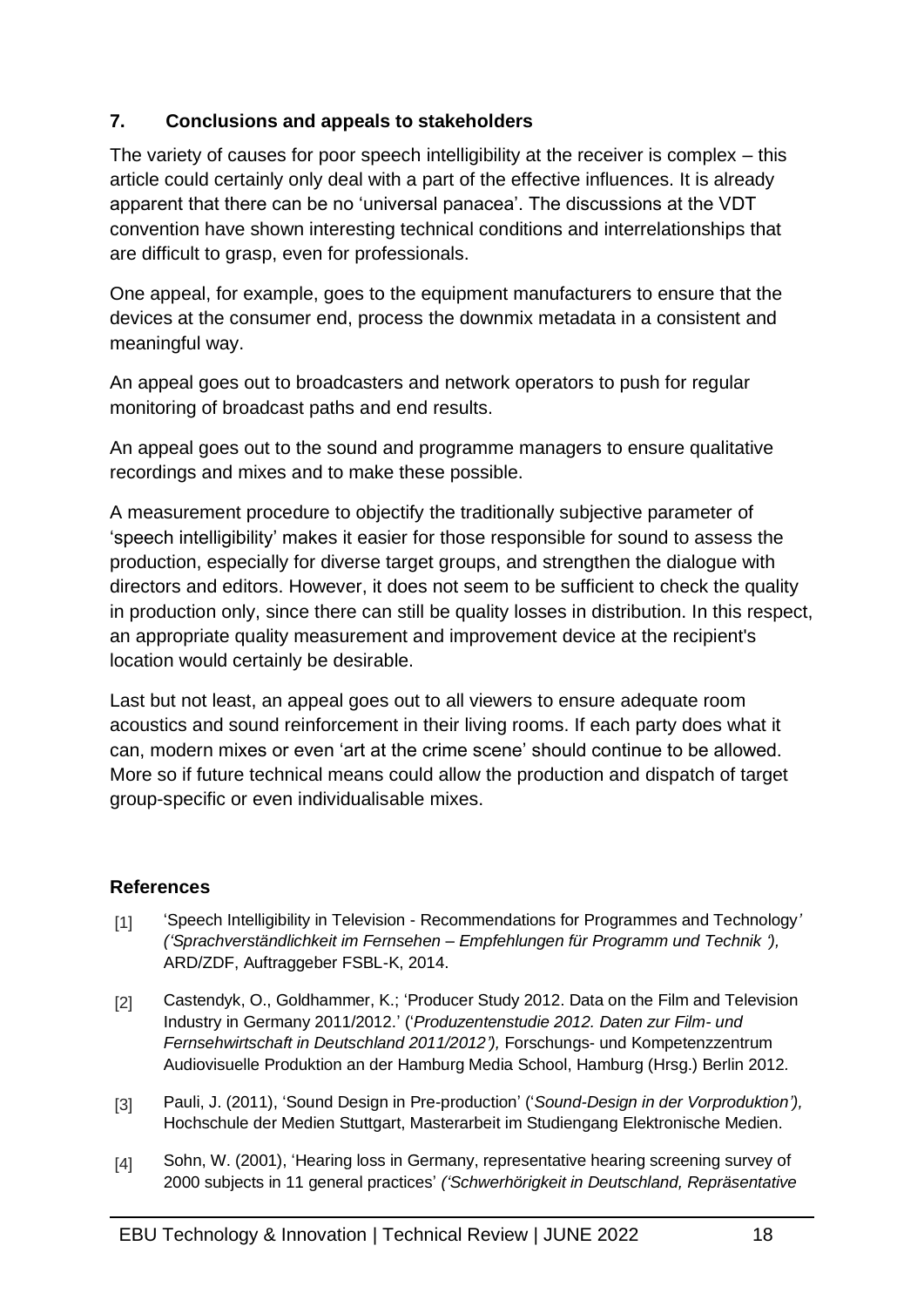## 7. Conclusions and appeals to stakeholders

The variety of causes for poor speech intelligibility at the receiver is complex – this article could certainly only deal with a part of the effective influences. It is already apparent that there can be no 'universal panacea'. The discussions at the VDT convention have shown interesting technical conditions and interrelationships that are difficult to grasp, even for professionals.

One appeal, for example, goes to the equipment manufacturers to ensure that the devices at the consumer end, process the downmix metadata in a consistent and meaningful way.

An appeal goes out to broadcasters and network operators to push for regular monitoring of broadcast paths and end results.

An appeal goes out to the sound and programme managers to ensure qualitative recordings and mixes and to make these possible.

A measurement procedure to objectify the traditionally subjective parameter of 'speech intelligibility' makes it easier for those responsible for sound to assess the production, especially for diverse target groups, and strengthen the dialogue with directors and editors. However, it does not seem to be sufficient to check the quality in production only, since there can still be quality losses in distribution. In this respect, an appropriate quality measurement and improvement device at the recipient's location would certainly be desirable.

Last but not least, an appeal goes out to all viewers to ensure adequate room acoustics and sound reinforcement in their living rooms. If each party does what it can, modern mixes or even 'art at the crime scene' should continue to be allowed. More so if future technical means could allow the production and dispatch of target group-specific or even individualisable mixes.

### References

[1] 'Speech Intelligibility in Television - Recommendations for Programmes and Technology' *('Sprachverständlichkeit im Fernsehen – Empfehlungen für Programm und Technik '),* ARD/ZDF, Auftraggeber FSBL-K, 2014.

[2] Castendyk, O., Goldhammer, K.; 'Producer Study 2012. Data on the Film and Television Industry in Germany 2011/2012.' ('*Produzentenstudie 2012. Daten zur Film- und Fernsehwirtschaft in Deutschland 2011/2012'),* Forschungs- und Kompetenzzentrum Audiovisuelle Produktion an der Hamburg Media School, Hamburg (Hrsg.) Berlin 2012.

[3] Pauli, J. (2011), 'Sound Design in Pre-production' ('*Sound-Design in der Vorproduktion'),* Hochschule der Medien Stuttgart, Masterarbeit im Studiengang Elektronische Medien.

[4] Sohn, W. (2001), 'Hearing loss in Germany, representative hearing screening survey of 2000 subjects in 11 general practices' *('Schwerhörigkeit in Deutschland, Repräsentative*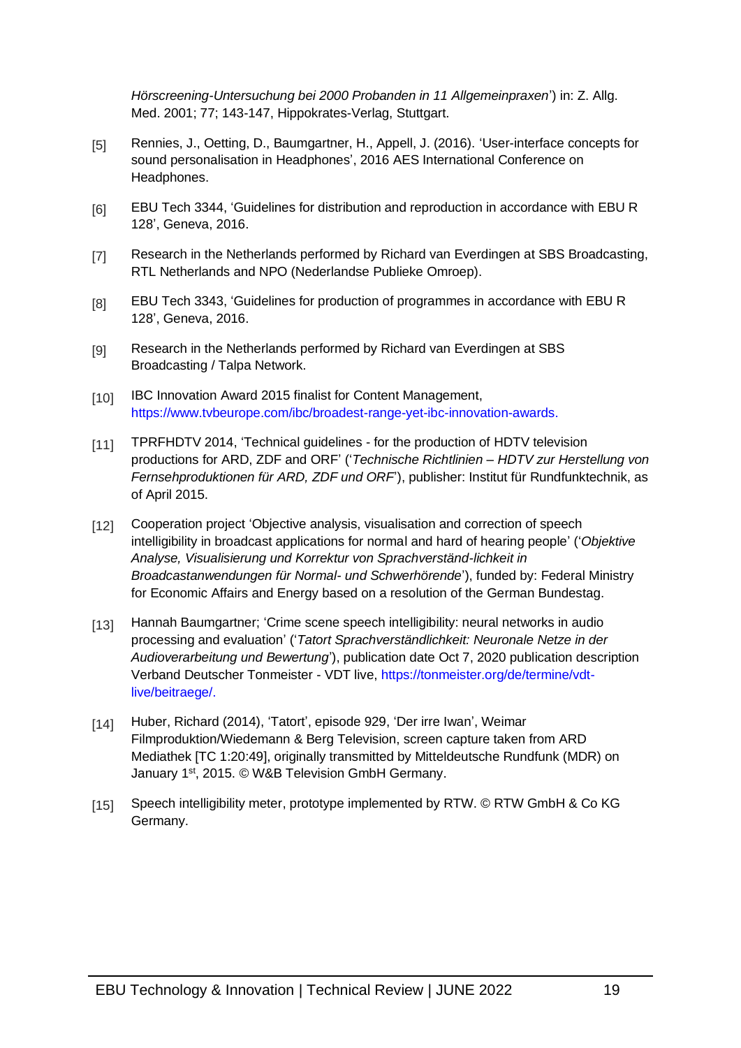*Hörscreening-Untersuchung bei 2000 Probanden in 11 Allgemeinpraxen*') in: Z. Allg. Med. 2001; 77; 143-147, Hippokrates-Verlag, Stuttgart.

[5] Rennies, J., Oetting, D., Baumgartner, H., Appell, J. (2016). 'User-interface concepts for sound personalisation in Headphones', 2016 AES International Conference on Headphones.

[6] EBU Tech 3344, 'Guidelines for distribution and reproduction in accordance with EBU R 128', Geneva, 2016.

[7] Research in the Netherlands performed by Richard van Everdingen at SBS Broadcasting, RTL Netherlands and NPO (Nederlandse Publieke Omroep).

[8] EBU Tech 3343, 'Guidelines for production of programmes in accordance with EBU R 128', Geneva, 2016.

[9] Research in the Netherlands performed by Richard van Everdingen at SBS Broadcasting / Talpa Network.

[10] IBC Innovation Award 2015 finalist for Content Management, https://www.tvbeurope.com/ibc/broadest-range-yet-ibc-innovation-awards.

[11] TPRFHDTV 2014, 'Technical guidelines - for the production of HDTV television productions for ARD, ZDF and ORF' ('*Technische Richtlinien – HDTV zur Herstellung von Fernsehproduktionen für ARD, ZDF und ORF*'), publisher: Institut für Rundfunktechnik, as of April 2015.

[12] Cooperation project 'Objective analysis, visualisation and correction of speech intelligibility in broadcast applications for normal and hard of hearing people' ('*Objektive Analyse, Visualisierung und Korrektur von Sprachverständ-lichkeit in Broadcastanwendungen für Normal- und Schwerhörende*'), funded by: Federal Ministry for Economic Affairs and Energy based on a resolution of the German Bundestag.

[13] Hannah Baumgartner; 'Crime scene speech intelligibility: neural networks in audio processing and evaluation' ('*Tatort Sprachverständlichkeit: Neuronale Netze in der Audioverarbeitung und Bewertung*'), publication date Oct 7, 2020 publication description Verband Deutscher Tonmeister - VDT live, https://tonmeister.org/de/termine/vdt-live/beitraege/.

[14] Huber, Richard (2014), 'Tatort', episode 929, 'Der irre Iwan', Weimar Filmproduktion/Wiedemann & Berg Television, screen capture taken from ARD Mediathek [TC 1:20:49], originally transmitted by Mitteldeutsche Rundfunk (MDR) on January 1st, 2015. © W&B Television GmbH Germany.

[15] Speech intelligibility meter, prototype implemented by RTW. © RTW GmbH & Co KG Germany.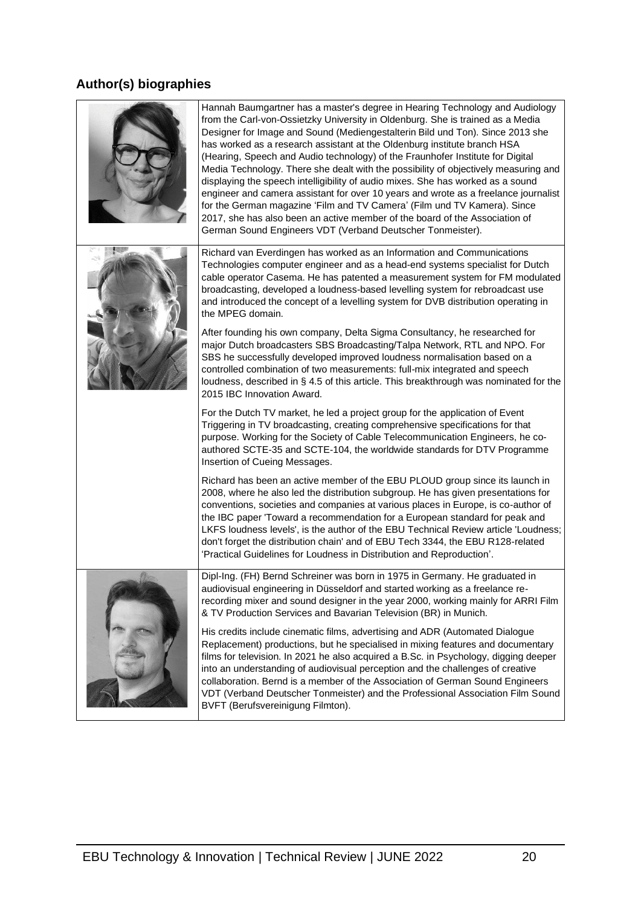## Author(s) biographies

Hannah Baumgartner has a master's degree in Hearing Technology and Audiology from the Carl-von-Ossietzky University in Oldenburg. She is trained as a Media Designer for Image and Sound (Mediengestalterin Bild und Ton). Since 2013 she has worked as a research assistant at the Oldenburg institute branch HSA (Hearing, Speech and Audio technology) of the Fraunhofer Institute for Digital Media Technology. There she dealt with the possibility of objectively measuring and displaying the speech intelligibility of audio mixes. She has worked as a sound engineer and camera assistant for over 10 years and wrote as a freelance journalist for the German magazine 'Film and TV Camera' (Film und TV Kamera). Since 2017, she has also been an active member of the board of the Association of German Sound Engineers VDT (Verband Deutscher Tonmeister).

Richard van Everdingen has worked as an Information and Communications Technologies computer engineer and as a head-end systems specialist for Dutch cable operator Casema. He has patented a measurement system for FM modulated broadcasting, developed a loudness-based levelling system for rebroadcast use and introduced the concept of a levelling system for DVB distribution operating in the MPEG domain.

After founding his own company, Delta Sigma Consultancy, he researched for major Dutch broadcasters SBS Broadcasting/Talpa Network, RTL and NPO. For SBS he successfully developed improved loudness normalisation based on a controlled combination of two measurements: full-mix integrated and speech loudness, described in § 4.5 of this article. This breakthrough was nominated for the 2015 IBC Innovation Award.

For the Dutch TV market, he led a project group for the application of Event Triggering in TV broadcasting, creating comprehensive specifications for that purpose. Working for the Society of Cable Telecommunication Engineers, he co-authored SCTE-35 and SCTE-104, the worldwide standards for DTV Programme Insertion of Cueing Messages.

Richard has been an active member of the EBU PLOUD group since its launch in 2008, where he also led the distribution subgroup. He has given presentations for conventions, societies and companies at various places in Europe, is co-author of the IBC paper 'Toward a recommendation for a European standard for peak and LKFS loudness levels', is the author of the EBU Technical Review article 'Loudness; don't forget the distribution chain' and of EBU Tech 3344, the EBU R128-related 'Practical Guidelines for Loudness in Distribution and Reproduction'.

Dipl-Ing. (FH) Bernd Schreiner was born in 1975 in Germany. He graduated in audiovisual engineering in Düsseldorf and started working as a freelance re-recording mixer and sound designer in the year 2000, working mainly for ARRI Film & TV Production Services and Bavarian Television (BR) in Munich.

His credits include cinematic films, advertising and ADR (Automated Dialogue Replacement) productions, but he specialised in mixing features and documentary films for television. In 2021 he also acquired a B.Sc. in Psychology, digging deeper into an understanding of audiovisual perception and the challenges of creative collaboration. Bernd is a member of the Association of German Sound Engineers VDT (Verband Deutscher Tonmeister) and the Professional Association Film Sound BVFT (Berufsvereinigung Filmton).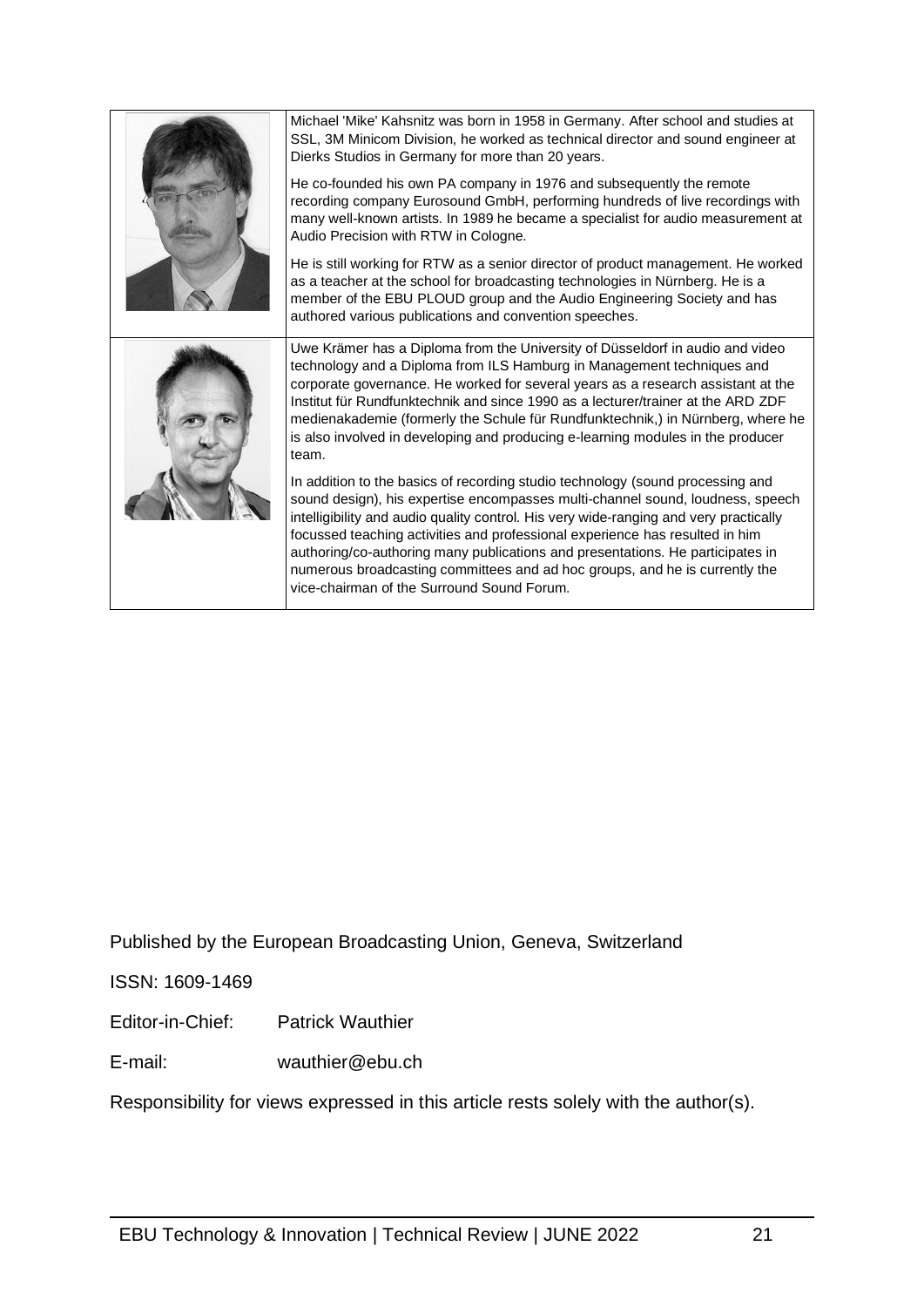Michael 'Mike' Kahsnitz was born in 1958 in Germany. After school and studies at SSL, 3M Minicom Division, he worked as technical director and sound engineer at Dierks Studios in Germany for more than 20 years.

He co-founded his own PA company in 1976 and subsequently the remote recording company Eurosound GmbH, performing hundreds of live recordings with many well-known artists. In 1989 he became a specialist for audio measurement at Audio Precision with RTW in Cologne.

He is still working for RTW as a senior director of product management. He worked as a teacher at the school for broadcasting technologies in Nürnberg. He is a member of the EBU PLOUD group and the Audio Engineering Society and has authored various publications and convention speeches.

Uwe Krämer has a Diploma from the University of Düsseldorf in audio and video technology and a Diploma from ILS Hamburg in Management techniques and corporate governance. He worked for several years as a research assistant at the Institut für Rundfunktechnik and since 1990 as a lecturer/trainer at the ARD ZDF medienakademie (formerly the Schule für Rundfunktechnik,) in Nürnberg, where he is also involved in developing and producing e-learning modules in the producer team.

In addition to the basics of recording studio technology (sound processing and sound design), his expertise encompasses multi-channel sound, loudness, speech intelligibility and audio quality control. His very wide-ranging and very practically focussed teaching activities and professional experience has resulted in him authoring/co-authoring many publications and presentations. He participates in numerous broadcasting committees and ad hoc groups, and he is currently the vice-chairman of the Surround Sound Forum.

Published by the European Broadcasting Union, Geneva, Switzerland

ISSN: 1609-1469

Editor-in-Chief: Patrick Wauthier

E-mail: wauthier@ebu.ch

Responsibility for views expressed in this article rests solely with the author(s).